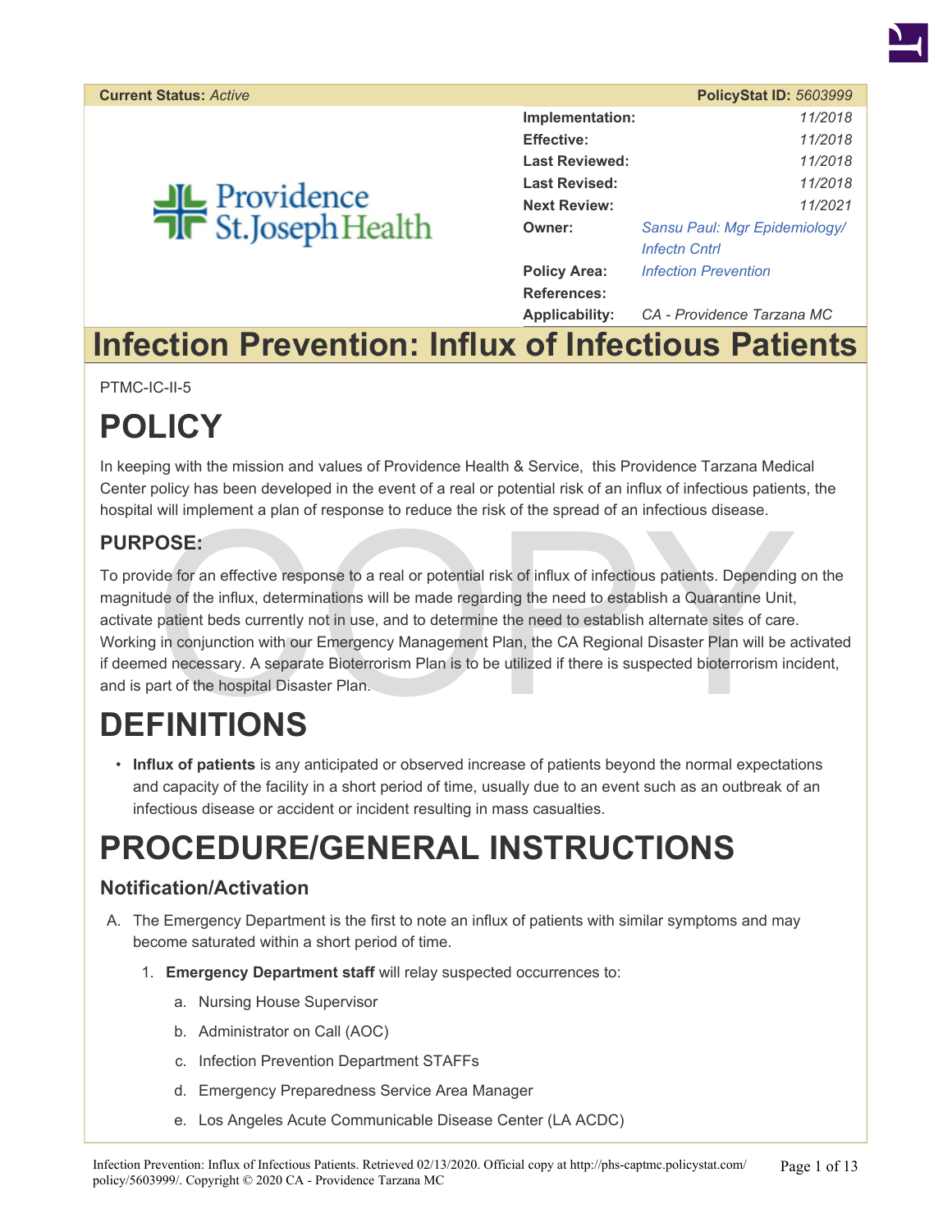| **Current Status:** *Active* | **PolicyStat ID:** *5603999* |
|---|---|
| **Implementation:** | *11/2018* |
| **Effective:** | *11/2018* |
| **Last Reviewed:** | *11/2018* |
| **Last Revised:** | *11/2018* |
| **Next Review:** | *11/2021* |
| **Owner:** | *Sansu Paul: Mgr Epidemiology/ Infectn Cntrl* |
| **Policy Area:** | *Infection Prevention* |
| **References:** | |
| **Applicability:** | *CA - Providence Tarzana MC* |

Providence St.Joseph Health

# Infection Prevention: Influx of Infectious Patients

PTMC-IC-II-5

# POLICY

In keeping with the mission and values of Providence Health & Service, this Providence Tarzana Medical Center policy has been developed in the event of a real or potential risk of an influx of infectious patients, the hospital will implement a plan of response to reduce the risk of the spread of an infectious disease.

## PURPOSE:

To provide for an effective response to a real or potential risk of influx of infectious patients. Depending on the magnitude of the influx, determinations will be made regarding the need to establish a Quarantine Unit, activate patient beds currently not in use, and to determine the need to establish alternate sites of care. Working in conjunction with our Emergency Management Plan, the CA Regional Disaster Plan will be activated if deemed necessary. A separate Bioterrorism Plan is to be utilized if there is suspected bioterrorism incident, and is part of the hospital Disaster Plan.

# DEFINITIONS

- **Influx of patients** is any anticipated or observed increase of patients beyond the normal expectations and capacity of the facility in a short period of time, usually due to an event such as an outbreak of an infectious disease or accident or incident resulting in mass casualties.

# PROCEDURE/GENERAL INSTRUCTIONS

## Notification/Activation

A. The Emergency Department is the first to note an influx of patients with similar symptoms and may become saturated within a short period of time.

   1. **Emergency Department staff** will relay suspected occurrences to:

      a. Nursing House Supervisor

      b. Administrator on Call (AOC)

      c. Infection Prevention Department STAFFs

      d. Emergency Preparedness Service Area Manager

      e. Los Angeles Acute Communicable Disease Center (LA ACDC)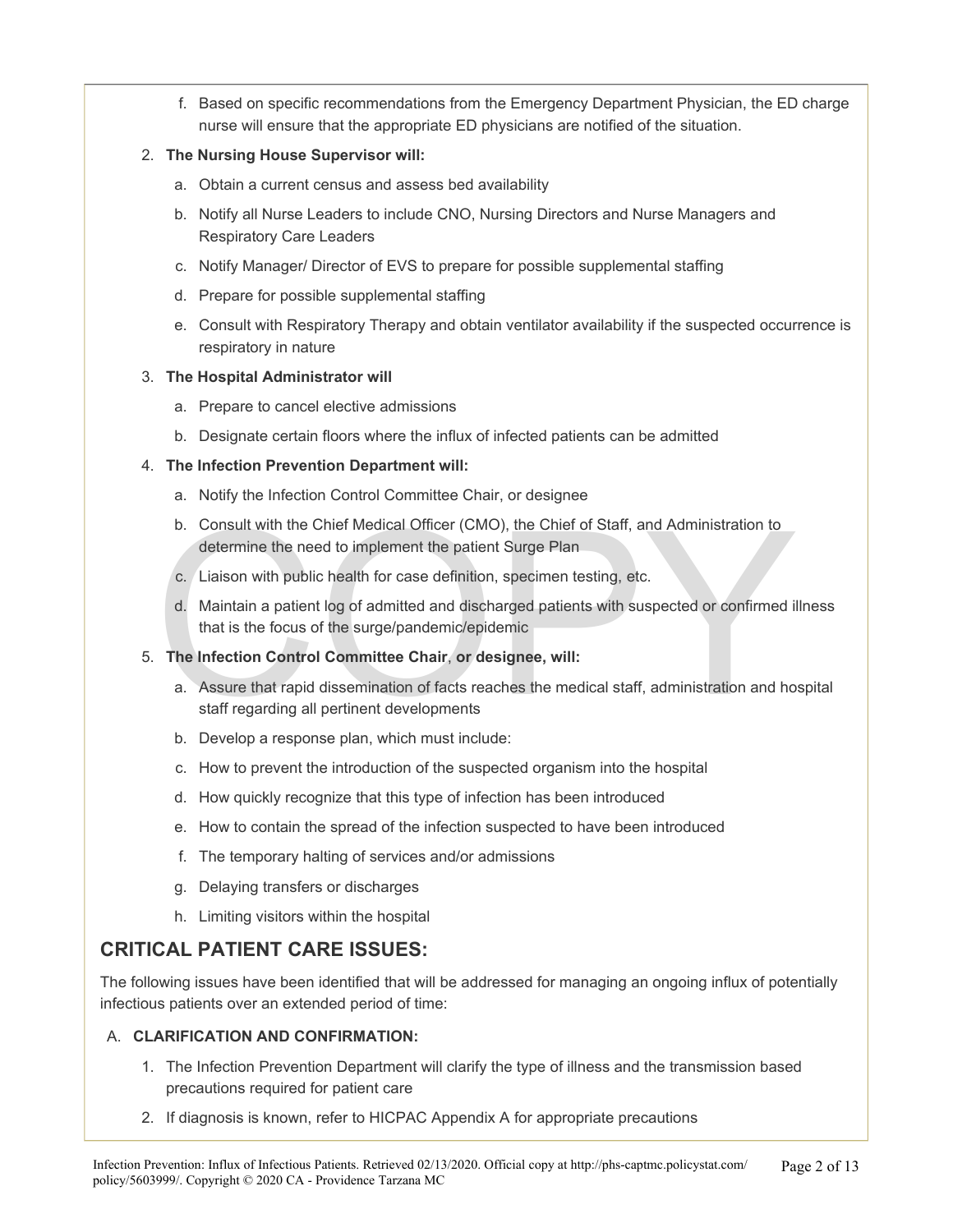f. Based on specific recommendations from the Emergency Department Physician, the ED charge nurse will ensure that the appropriate ED physicians are notified of the situation.

2. **The Nursing House Supervisor will:**
   a. Obtain a current census and assess bed availability
   b. Notify all Nurse Leaders to include CNO, Nursing Directors and Nurse Managers and Respiratory Care Leaders
   c. Notify Manager/ Director of EVS to prepare for possible supplemental staffing
   d. Prepare for possible supplemental staffing
   e. Consult with Respiratory Therapy and obtain ventilator availability if the suspected occurrence is respiratory in nature

3. **The Hospital Administrator will**
   a. Prepare to cancel elective admissions
   b. Designate certain floors where the influx of infected patients can be admitted

4. **The Infection Prevention Department will:**
   a. Notify the Infection Control Committee Chair, or designee
   b. Consult with the Chief Medical Officer (CMO), the Chief of Staff, and Administration to determine the need to implement the patient Surge Plan
   c. Liaison with public health for case definition, specimen testing, etc.
   d. Maintain a patient log of admitted and discharged patients with suspected or confirmed illness that is the focus of the surge/pandemic/epidemic

5. **The Infection Control Committee Chair**, **or designee, will:**
   a. Assure that rapid dissemination of facts reaches the medical staff, administration and hospital staff regarding all pertinent developments
   b. Develop a response plan, which must include:
   c. How to prevent the introduction of the suspected organism into the hospital
   d. How quickly recognize that this type of infection has been introduced
   e. How to contain the spread of the infection suspected to have been introduced
   f. The temporary halting of services and/or admissions
   g. Delaying transfers or discharges
   h. Limiting visitors within the hospital

## CRITICAL PATIENT CARE ISSUES:

The following issues have been identified that will be addressed for managing an ongoing influx of potentially infectious patients over an extended period of time:

A. **CLARIFICATION AND CONFIRMATION:**

1. The Infection Prevention Department will clarify the type of illness and the transmission based precautions required for patient care
2. If diagnosis is known, refer to HICPAC Appendix A for appropriate precautions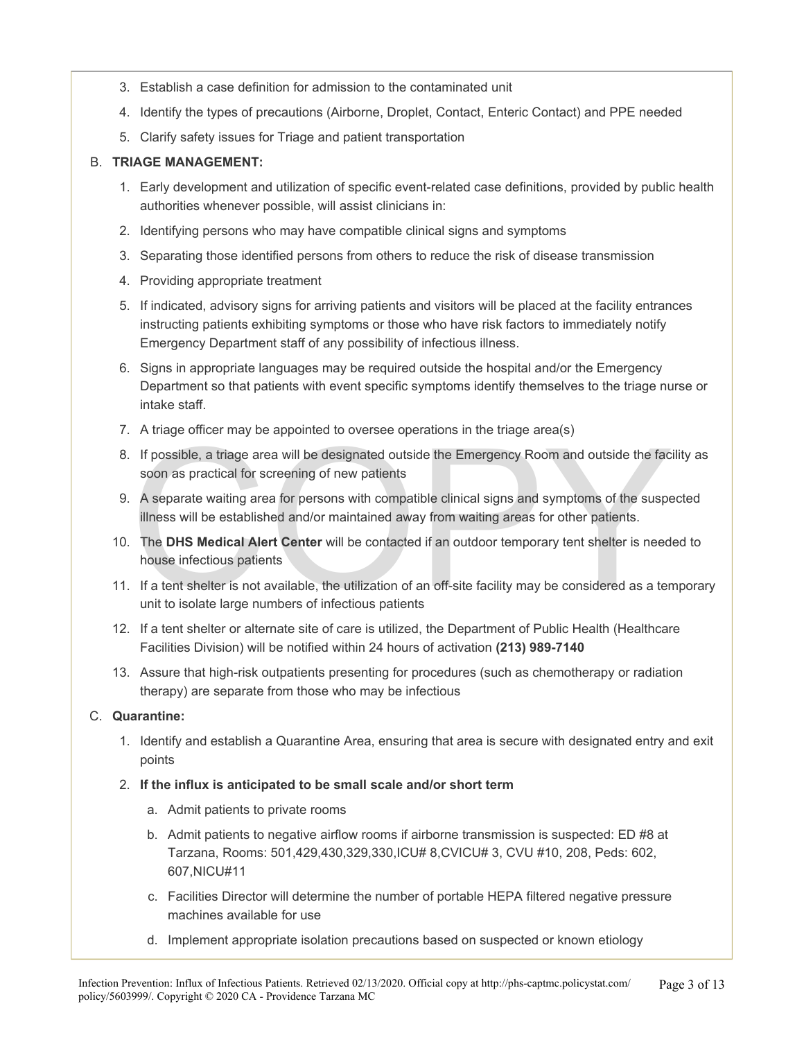3. Establish a case definition for admission to the contaminated unit
4. Identify the types of precautions (Airborne, Droplet, Contact, Enteric Contact) and PPE needed
5. Clarify safety issues for Triage and patient transportation

B. **TRIAGE MANAGEMENT:**

1. Early development and utilization of specific event-related case definitions, provided by public health authorities whenever possible, will assist clinicians in:
2. Identifying persons who may have compatible clinical signs and symptoms
3. Separating those identified persons from others to reduce the risk of disease transmission
4. Providing appropriate treatment
5. If indicated, advisory signs for arriving patients and visitors will be placed at the facility entrances instructing patients exhibiting symptoms or those who have risk factors to immediately notify Emergency Department staff of any possibility of infectious illness.
6. Signs in appropriate languages may be required outside the hospital and/or the Emergency Department so that patients with event specific symptoms identify themselves to the triage nurse or intake staff.
7. A triage officer may be appointed to oversee operations in the triage area(s)
8. If possible, a triage area will be designated outside the Emergency Room and outside the facility as soon as practical for screening of new patients
9. A separate waiting area for persons with compatible clinical signs and symptoms of the suspected illness will be established and/or maintained away from waiting areas for other patients.
10. The **DHS Medical Alert Center** will be contacted if an outdoor temporary tent shelter is needed to house infectious patients
11. If a tent shelter is not available, the utilization of an off-site facility may be considered as a temporary unit to isolate large numbers of infectious patients
12. If a tent shelter or alternate site of care is utilized, the Department of Public Health (Healthcare Facilities Division) will be notified within 24 hours of activation **(213) 989-7140**
13. Assure that high-risk outpatients presenting for procedures (such as chemotherapy or radiation therapy) are separate from those who may be infectious

C. **Quarantine:**

1. Identify and establish a Quarantine Area, ensuring that area is secure with designated entry and exit points
2. **If the influx is anticipated to be small scale and/or short term**
   a. Admit patients to private rooms
   b. Admit patients to negative airflow rooms if airborne transmission is suspected: ED #8 at Tarzana, Rooms: 501,429,430,329,330,ICU# 8,CVICU# 3, CVU #10, 208, Peds: 602, 607,NICU#11
   c. Facilities Director will determine the number of portable HEPA filtered negative pressure machines available for use
   d. Implement appropriate isolation precautions based on suspected or known etiology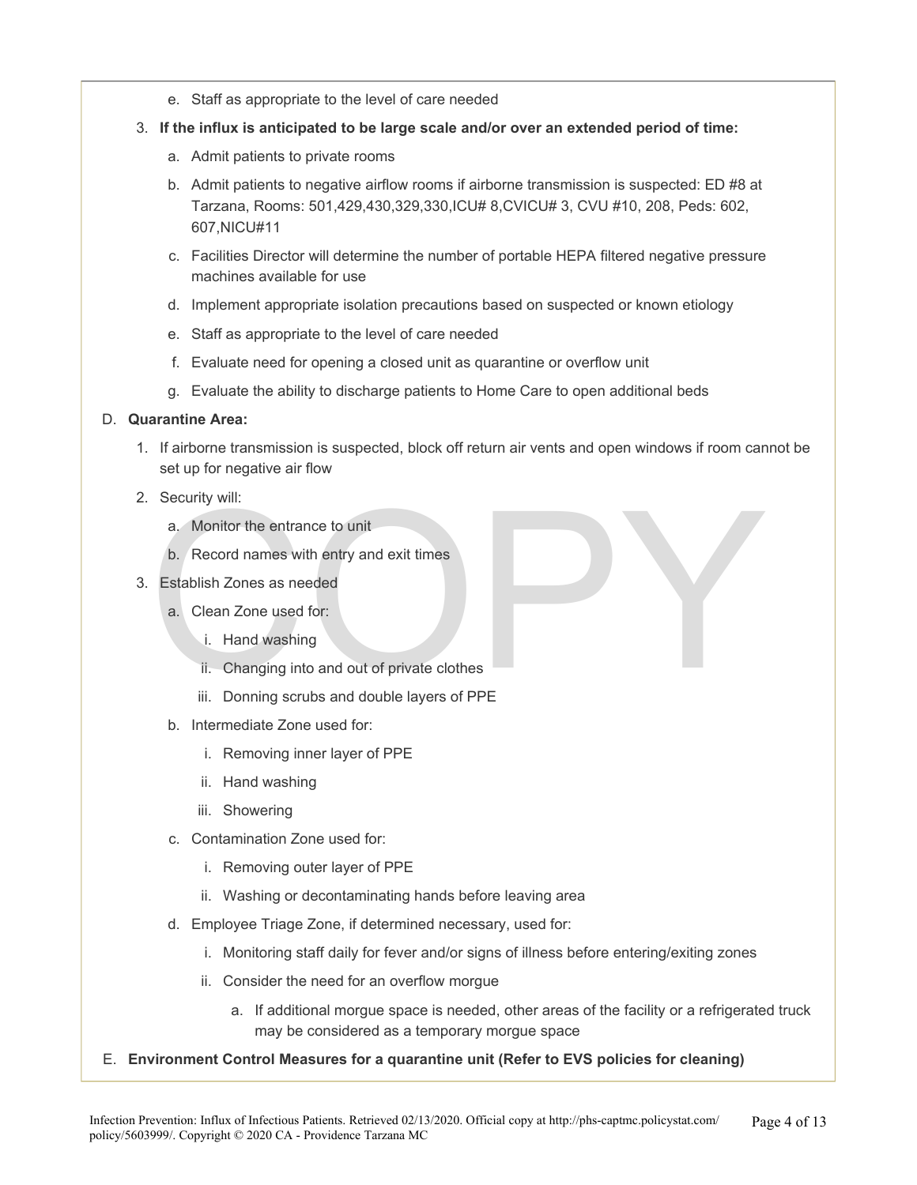e. Staff as appropriate to the level of care needed

3. **If the influx is anticipated to be large scale and/or over an extended period of time:**
   a. Admit patients to private rooms
   b. Admit patients to negative airflow rooms if airborne transmission is suspected: ED #8 at Tarzana, Rooms: 501,429,430,329,330,ICU# 8,CVICU# 3, CVU #10, 208, Peds: 602, 607,NICU#11
   c. Facilities Director will determine the number of portable HEPA filtered negative pressure machines available for use
   d. Implement appropriate isolation precautions based on suspected or known etiology
   e. Staff as appropriate to the level of care needed
   f. Evaluate need for opening a closed unit as quarantine or overflow unit
   g. Evaluate the ability to discharge patients to Home Care to open additional beds

D. **Quarantine Area:**

1. If airborne transmission is suspected, block off return air vents and open windows if room cannot be set up for negative air flow
2. Security will:
   a. Monitor the entrance to unit
   b. Record names with entry and exit times
3. Establish Zones as needed
   a. Clean Zone used for:
      i. Hand washing
      ii. Changing into and out of private clothes
      iii. Donning scrubs and double layers of PPE
   b. Intermediate Zone used for:
      i. Removing inner layer of PPE
      ii. Hand washing
      iii. Showering
   c. Contamination Zone used for:
      i. Removing outer layer of PPE
      ii. Washing or decontaminating hands before leaving area
   d. Employee Triage Zone, if determined necessary, used for:
      i. Monitoring staff daily for fever and/or signs of illness before entering/exiting zones
      ii. Consider the need for an overflow morgue
         a. If additional morgue space is needed, other areas of the facility or a refrigerated truck may be considered as a temporary morgue space

E. **Environment Control Measures for a quarantine unit (Refer to EVS policies for cleaning)**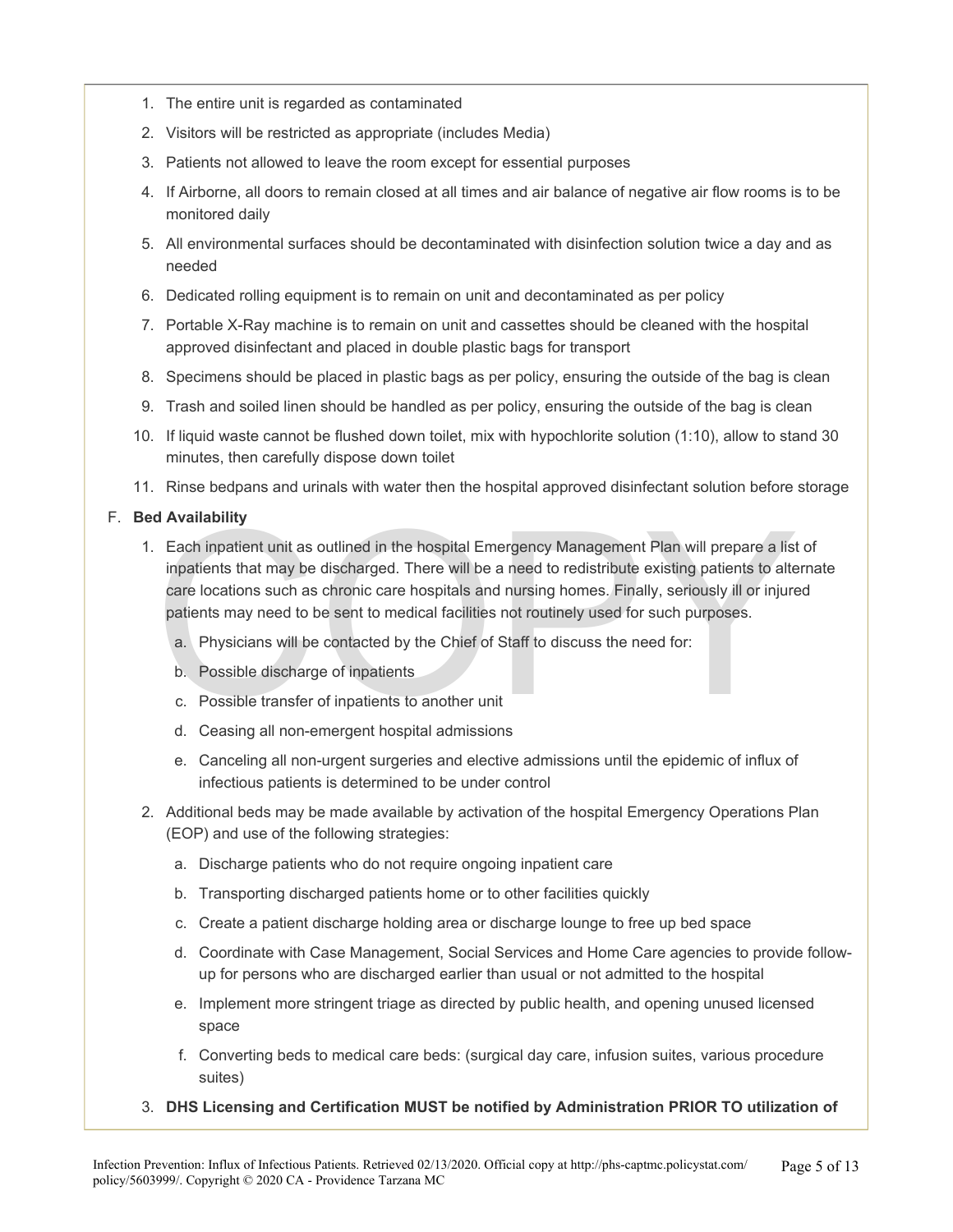1. The entire unit is regarded as contaminated
2. Visitors will be restricted as appropriate (includes Media)
3. Patients not allowed to leave the room except for essential purposes
4. If Airborne, all doors to remain closed at all times and air balance of negative air flow rooms is to be monitored daily
5. All environmental surfaces should be decontaminated with disinfection solution twice a day and as needed
6. Dedicated rolling equipment is to remain on unit and decontaminated as per policy
7. Portable X-Ray machine is to remain on unit and cassettes should be cleaned with the hospital approved disinfectant and placed in double plastic bags for transport
8. Specimens should be placed in plastic bags as per policy, ensuring the outside of the bag is clean
9. Trash and soiled linen should be handled as per policy, ensuring the outside of the bag is clean
10. If liquid waste cannot be flushed down toilet, mix with hypochlorite solution (1:10), allow to stand 30 minutes, then carefully dispose down toilet
11. Rinse bedpans and urinals with water then the hospital approved disinfectant solution before storage

F. **Bed Availability**

1. Each inpatient unit as outlined in the hospital Emergency Management Plan will prepare a list of inpatients that may be discharged. There will be a need to redistribute existing patients to alternate care locations such as chronic care hospitals and nursing homes. Finally, seriously ill or injured patients may need to be sent to medical facilities not routinely used for such purposes.
   a. Physicians will be contacted by the Chief of Staff to discuss the need for:
   b. Possible discharge of inpatients
   c. Possible transfer of inpatients to another unit
   d. Ceasing all non-emergent hospital admissions
   e. Canceling all non-urgent surgeries and elective admissions until the epidemic of influx of infectious patients is determined to be under control
2. Additional beds may be made available by activation of the hospital Emergency Operations Plan (EOP) and use of the following strategies:
   a. Discharge patients who do not require ongoing inpatient care
   b. Transporting discharged patients home or to other facilities quickly
   c. Create a patient discharge holding area or discharge lounge to free up bed space
   d. Coordinate with Case Management, Social Services and Home Care agencies to provide follow-up for persons who are discharged earlier than usual or not admitted to the hospital
   e. Implement more stringent triage as directed by public health, and opening unused licensed space
   f. Converting beds to medical care beds: (surgical day care, infusion suites, various procedure suites)
3. **DHS Licensing and Certification MUST be notified by Administration PRIOR TO utilization of**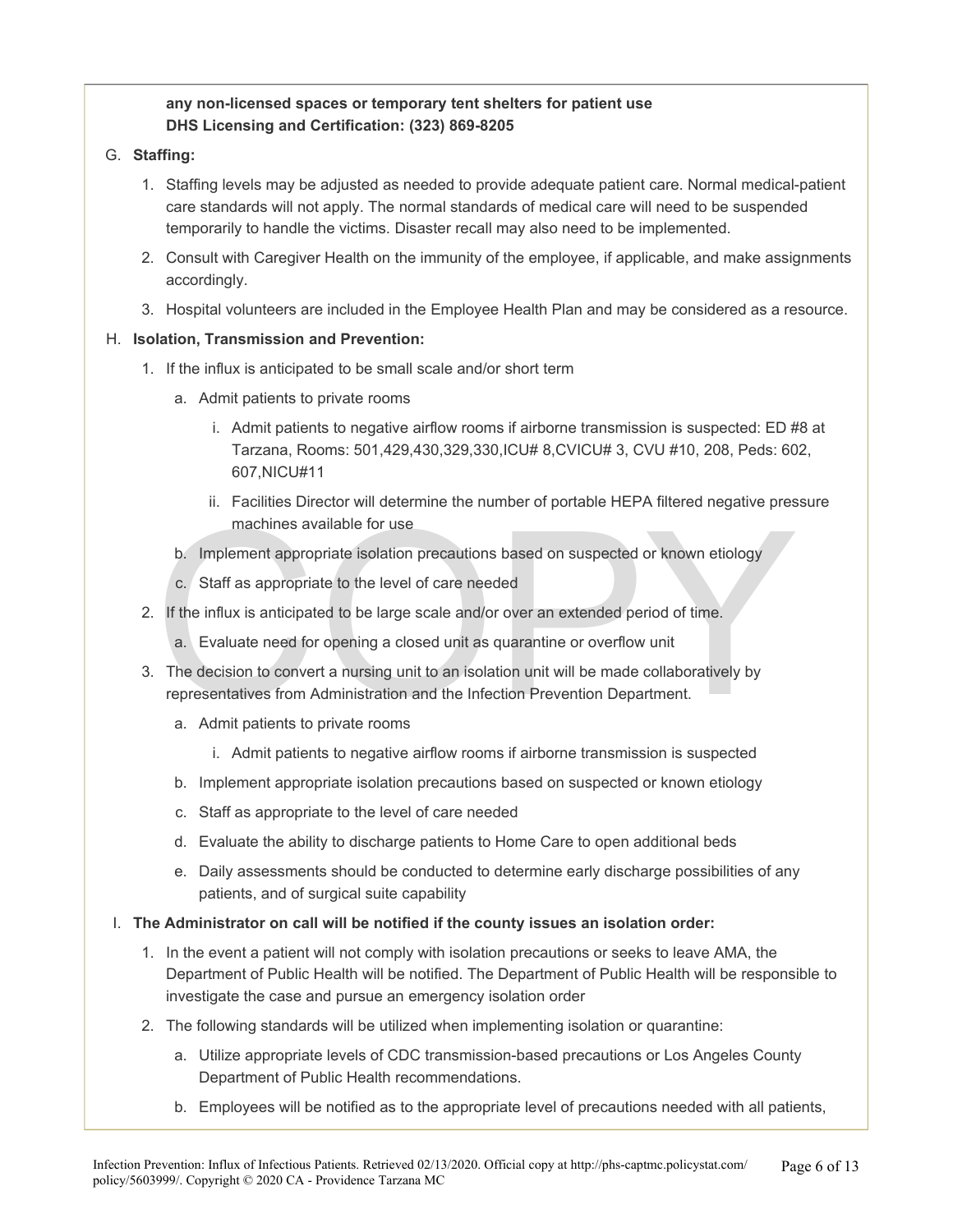**any non-licensed spaces or temporary tent shelters for patient use**
**DHS Licensing and Certification: (323) 869-8205**

G. **Staffing:**

1. Staffing levels may be adjusted as needed to provide adequate patient care. Normal medical-patient care standards will not apply. The normal standards of medical care will need to be suspended temporarily to handle the victims. Disaster recall may also need to be implemented.
2. Consult with Caregiver Health on the immunity of the employee, if applicable, and make assignments accordingly.
3. Hospital volunteers are included in the Employee Health Plan and may be considered as a resource.

H. **Isolation, Transmission and Prevention:**

1. If the influx is anticipated to be small scale and/or short term
   a. Admit patients to private rooms
      i. Admit patients to negative airflow rooms if airborne transmission is suspected: ED #8 at Tarzana, Rooms: 501,429,430,329,330,ICU# 8,CVICU# 3, CVU #10, 208, Peds: 602, 607,NICU#11
      ii. Facilities Director will determine the number of portable HEPA filtered negative pressure machines available for use
   b. Implement appropriate isolation precautions based on suspected or known etiology
   c. Staff as appropriate to the level of care needed
2. If the influx is anticipated to be large scale and/or over an extended period of time.
   a. Evaluate need for opening a closed unit as quarantine or overflow unit
3. The decision to convert a nursing unit to an isolation unit will be made collaboratively by representatives from Administration and the Infection Prevention Department.
   a. Admit patients to private rooms
      i. Admit patients to negative airflow rooms if airborne transmission is suspected
   b. Implement appropriate isolation precautions based on suspected or known etiology
   c. Staff as appropriate to the level of care needed
   d. Evaluate the ability to discharge patients to Home Care to open additional beds
   e. Daily assessments should be conducted to determine early discharge possibilities of any patients, and of surgical suite capability

I. **The Administrator on call will be notified if the county issues an isolation order:**

1. In the event a patient will not comply with isolation precautions or seeks to leave AMA, the Department of Public Health will be notified. The Department of Public Health will be responsible to investigate the case and pursue an emergency isolation order
2. The following standards will be utilized when implementing isolation or quarantine:
   a. Utilize appropriate levels of CDC transmission-based precautions or Los Angeles County Department of Public Health recommendations.
   b. Employees will be notified as to the appropriate level of precautions needed with all patients,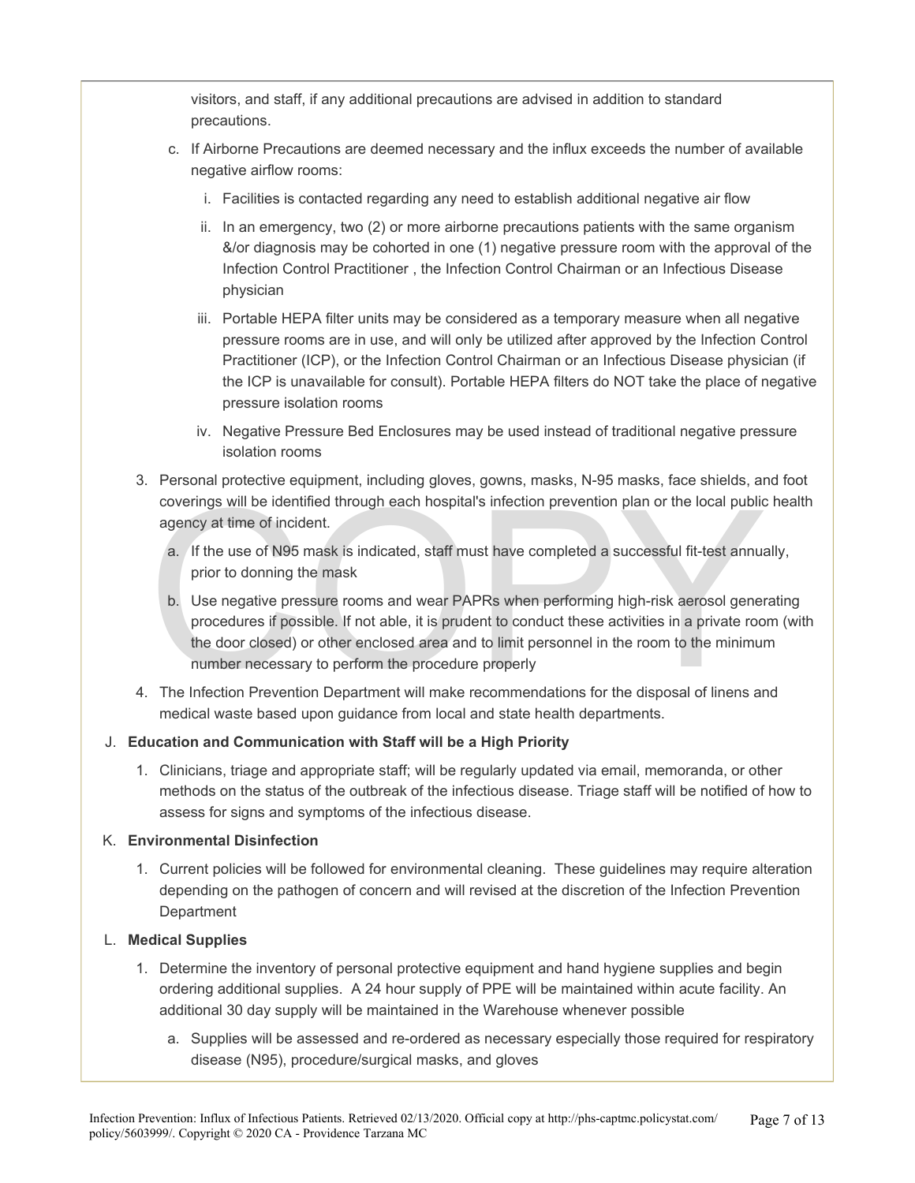visitors, and staff, if any additional precautions are advised in addition to standard precautions.

c. If Airborne Precautions are deemed necessary and the influx exceeds the number of available negative airflow rooms:

   i. Facilities is contacted regarding any need to establish additional negative air flow

   ii. In an emergency, two (2) or more airborne precautions patients with the same organism &/or diagnosis may be cohorted in one (1) negative pressure room with the approval of the Infection Control Practitioner , the Infection Control Chairman or an Infectious Disease physician

   iii. Portable HEPA filter units may be considered as a temporary measure when all negative pressure rooms are in use, and will only be utilized after approved by the Infection Control Practitioner (ICP), or the Infection Control Chairman or an Infectious Disease physician (if the ICP is unavailable for consult). Portable HEPA filters do NOT take the place of negative pressure isolation rooms

   iv. Negative Pressure Bed Enclosures may be used instead of traditional negative pressure isolation rooms

3. Personal protective equipment, including gloves, gowns, masks, N-95 masks, face shields, and foot coverings will be identified through each hospital's infection prevention plan or the local public health agency at time of incident.

   a. If the use of N95 mask is indicated, staff must have completed a successful fit-test annually, prior to donning the mask

   b. Use negative pressure rooms and wear PAPRs when performing high-risk aerosol generating procedures if possible. If not able, it is prudent to conduct these activities in a private room (with the door closed) or other enclosed area and to limit personnel in the room to the minimum number necessary to perform the procedure properly

4. The Infection Prevention Department will make recommendations for the disposal of linens and medical waste based upon guidance from local and state health departments.

J. **Education and Communication with Staff will be a High Priority**

1. Clinicians, triage and appropriate staff; will be regularly updated via email, memoranda, or other methods on the status of the outbreak of the infectious disease. Triage staff will be notified of how to assess for signs and symptoms of the infectious disease.

K. **Environmental Disinfection**

1. Current policies will be followed for environmental cleaning. These guidelines may require alteration depending on the pathogen of concern and will revised at the discretion of the Infection Prevention Department

L. **Medical Supplies**

1. Determine the inventory of personal protective equipment and hand hygiene supplies and begin ordering additional supplies. A 24 hour supply of PPE will be maintained within acute facility. An additional 30 day supply will be maintained in the Warehouse whenever possible

   a. Supplies will be assessed and re-ordered as necessary especially those required for respiratory disease (N95), procedure/surgical masks, and gloves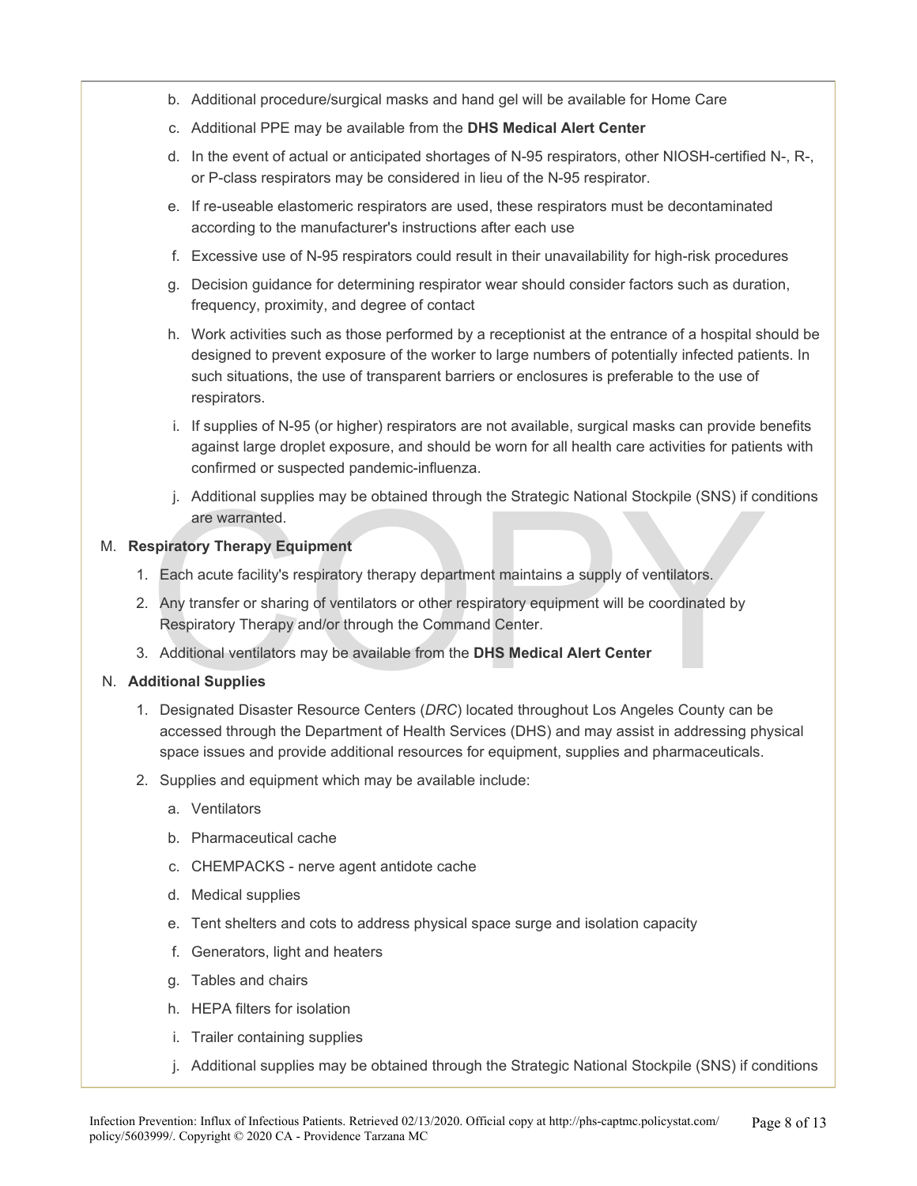b. Additional procedure/surgical masks and hand gel will be available for Home Care

c. Additional PPE may be available from the **DHS Medical Alert Center**

d. In the event of actual or anticipated shortages of N-95 respirators, other NIOSH-certified N-, R-, or P-class respirators may be considered in lieu of the N-95 respirator.

e. If re-useable elastomeric respirators are used, these respirators must be decontaminated according to the manufacturer's instructions after each use

f. Excessive use of N-95 respirators could result in their unavailability for high-risk procedures

g. Decision guidance for determining respirator wear should consider factors such as duration, frequency, proximity, and degree of contact

h. Work activities such as those performed by a receptionist at the entrance of a hospital should be designed to prevent exposure of the worker to large numbers of potentially infected patients. In such situations, the use of transparent barriers or enclosures is preferable to the use of respirators.

i. If supplies of N-95 (or higher) respirators are not available, surgical masks can provide benefits against large droplet exposure, and should be worn for all health care activities for patients with confirmed or suspected pandemic-influenza.

j. Additional supplies may be obtained through the Strategic National Stockpile (SNS) if conditions are warranted.

M. **Respiratory Therapy Equipment**

1. Each acute facility's respiratory therapy department maintains a supply of ventilators.
2. Any transfer or sharing of ventilators or other respiratory equipment will be coordinated by Respiratory Therapy and/or through the Command Center.
3. Additional ventilators may be available from the **DHS Medical Alert Center**

N. **Additional Supplies**

1. Designated Disaster Resource Centers (*DRC*) located throughout Los Angeles County can be accessed through the Department of Health Services (DHS) and may assist in addressing physical space issues and provide additional resources for equipment, supplies and pharmaceuticals.
2. Supplies and equipment which may be available include:

   a. Ventilators

   b. Pharmaceutical cache

   c. CHEMPACKS - nerve agent antidote cache

   d. Medical supplies

   e. Tent shelters and cots to address physical space surge and isolation capacity

   f. Generators, light and heaters

   g. Tables and chairs

   h. HEPA filters for isolation

   i. Trailer containing supplies

   j. Additional supplies may be obtained through the Strategic National Stockpile (SNS) if conditions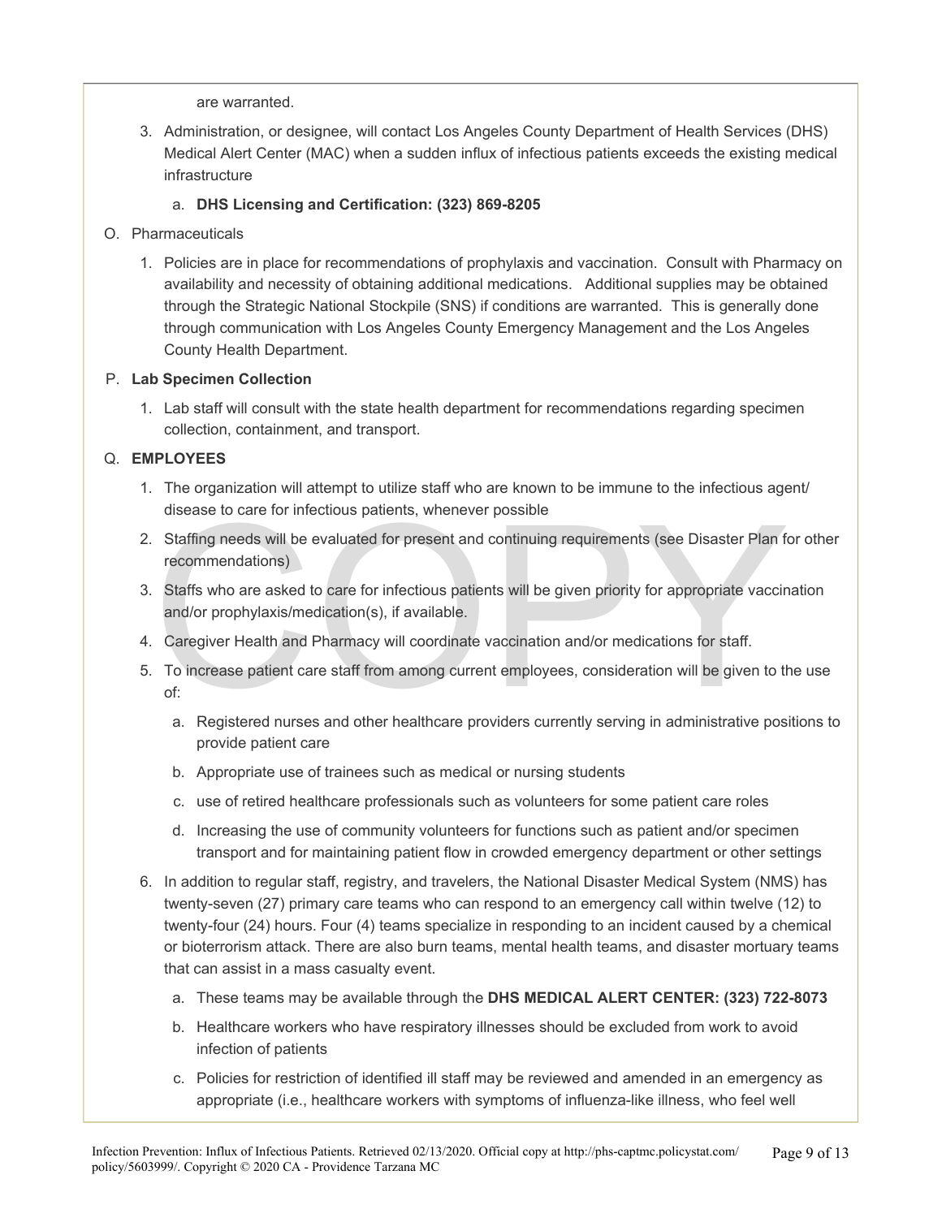are warranted.

3. Administration, or designee, will contact Los Angeles County Department of Health Services (DHS) Medical Alert Center (MAC) when a sudden influx of infectious patients exceeds the existing medical infrastructure
   a. **DHS Licensing and Certification: (323) 869-8205**

O. Pharmaceuticals

1. Policies are in place for recommendations of prophylaxis and vaccination. Consult with Pharmacy on availability and necessity of obtaining additional medications. Additional supplies may be obtained through the Strategic National Stockpile (SNS) if conditions are warranted. This is generally done through communication with Los Angeles County Emergency Management and the Los Angeles County Health Department.

P. **Lab Specimen Collection**

1. Lab staff will consult with the state health department for recommendations regarding specimen collection, containment, and transport.

Q. **EMPLOYEES**

1. The organization will attempt to utilize staff who are known to be immune to the infectious agent/ disease to care for infectious patients, whenever possible
2. Staffing needs will be evaluated for present and continuing requirements (see Disaster Plan for other recommendations)
3. Staffs who are asked to care for infectious patients will be given priority for appropriate vaccination and/or prophylaxis/medication(s), if available.
4. Caregiver Health and Pharmacy will coordinate vaccination and/or medications for staff.
5. To increase patient care staff from among current employees, consideration will be given to the use of:
   a. Registered nurses and other healthcare providers currently serving in administrative positions to provide patient care
   b. Appropriate use of trainees such as medical or nursing students
   c. use of retired healthcare professionals such as volunteers for some patient care roles
   d. Increasing the use of community volunteers for functions such as patient and/or specimen transport and for maintaining patient flow in crowded emergency department or other settings
6. In addition to regular staff, registry, and travelers, the National Disaster Medical System (NMS) has twenty-seven (27) primary care teams who can respond to an emergency call within twelve (12) to twenty-four (24) hours. Four (4) teams specialize in responding to an incident caused by a chemical or bioterrorism attack. There are also burn teams, mental health teams, and disaster mortuary teams that can assist in a mass casualty event.
   a. These teams may be available through the **DHS MEDICAL ALERT CENTER: (323) 722-8073**
   b. Healthcare workers who have respiratory illnesses should be excluded from work to avoid infection of patients
   c. Policies for restriction of identified ill staff may be reviewed and amended in an emergency as appropriate (i.e., healthcare workers with symptoms of influenza-like illness, who feel well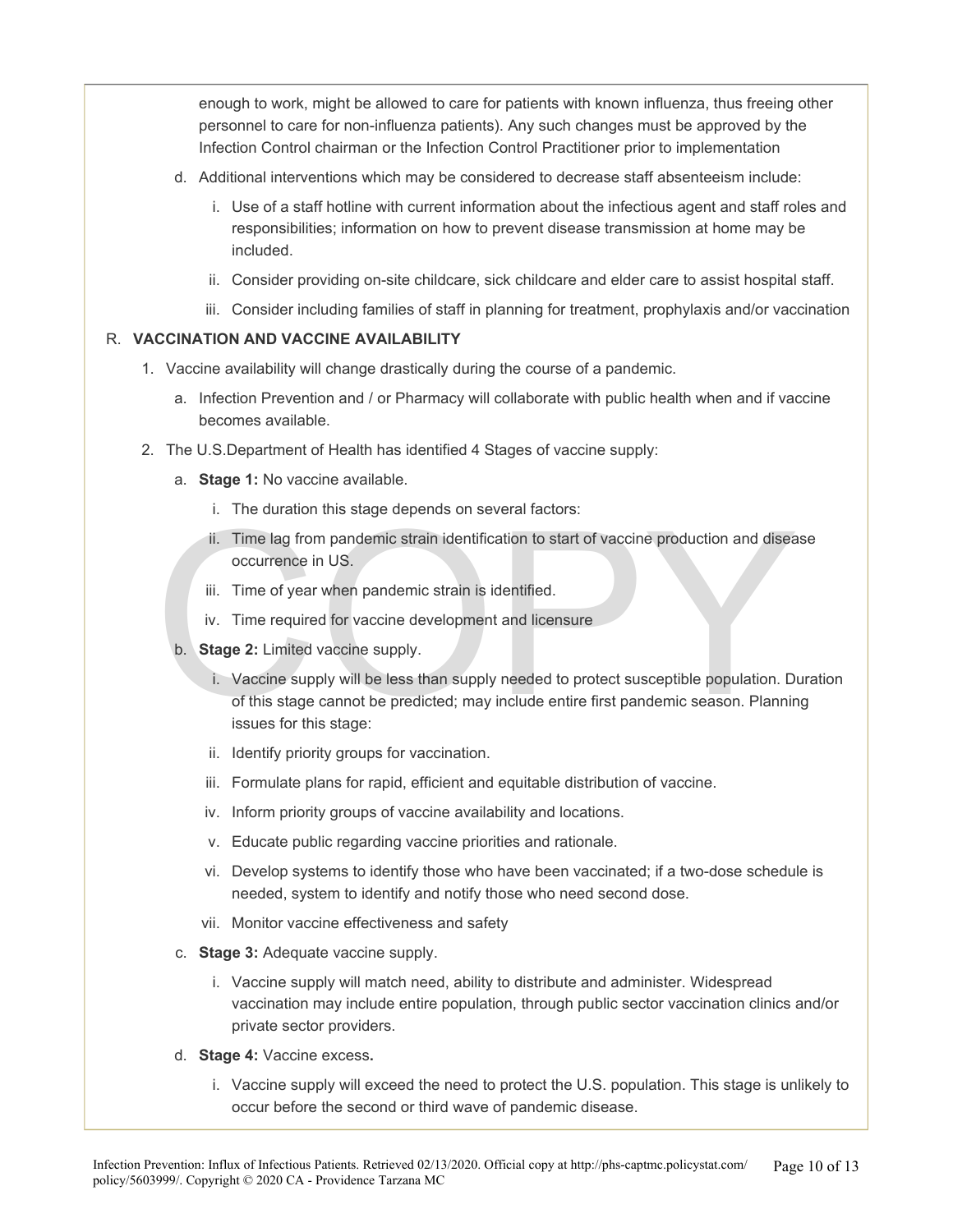enough to work, might be allowed to care for patients with known influenza, thus freeing other personnel to care for non-influenza patients). Any such changes must be approved by the Infection Control chairman or the Infection Control Practitioner prior to implementation

d. Additional interventions which may be considered to decrease staff absenteeism include:

   i. Use of a staff hotline with current information about the infectious agent and staff roles and responsibilities; information on how to prevent disease transmission at home may be included.

   ii. Consider providing on-site childcare, sick childcare and elder care to assist hospital staff.

   iii. Consider including families of staff in planning for treatment, prophylaxis and/or vaccination

## R. VACCINATION AND VACCINE AVAILABILITY

1. Vaccine availability will change drastically during the course of a pandemic.

   a. Infection Prevention and / or Pharmacy will collaborate with public health when and if vaccine becomes available.

2. The U.S.Department of Health has identified 4 Stages of vaccine supply:

   a. **Stage 1:** No vaccine available.

      i. The duration this stage depends on several factors:

      ii. Time lag from pandemic strain identification to start of vaccine production and disease occurrence in US.

      iii. Time of year when pandemic strain is identified.

      iv. Time required for vaccine development and licensure

   b. **Stage 2:** Limited vaccine supply.

      i. Vaccine supply will be less than supply needed to protect susceptible population. Duration of this stage cannot be predicted; may include entire first pandemic season. Planning issues for this stage:

      ii. Identify priority groups for vaccination.

      iii. Formulate plans for rapid, efficient and equitable distribution of vaccine.

      iv. Inform priority groups of vaccine availability and locations.

      v. Educate public regarding vaccine priorities and rationale.

      vi. Develop systems to identify those who have been vaccinated; if a two-dose schedule is needed, system to identify and notify those who need second dose.

      vii. Monitor vaccine effectiveness and safety

   c. **Stage 3:** Adequate vaccine supply.

      i. Vaccine supply will match need, ability to distribute and administer. Widespread vaccination may include entire population, through public sector vaccination clinics and/or private sector providers.

   d. **Stage 4:** Vaccine excess**.**

      i. Vaccine supply will exceed the need to protect the U.S. population. This stage is unlikely to occur before the second or third wave of pandemic disease.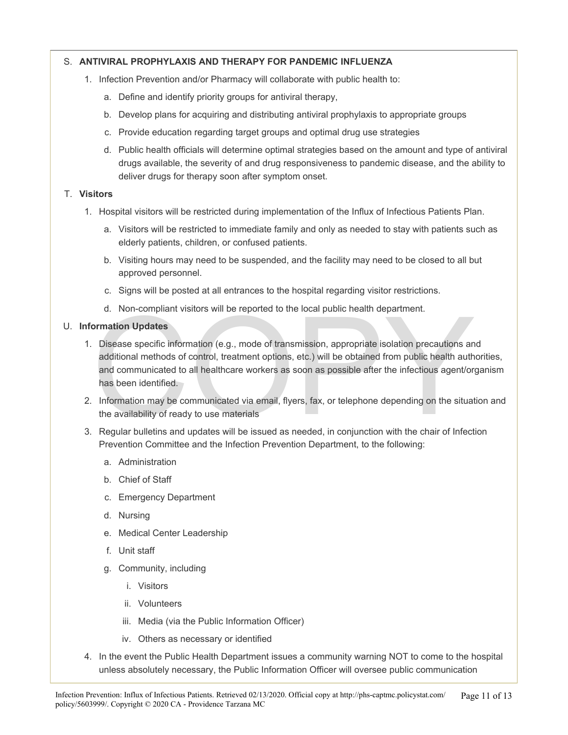S. **ANTIVIRAL PROPHYLAXIS AND THERAPY FOR PANDEMIC INFLUENZA**

1. Infection Prevention and/or Pharmacy will collaborate with public health to:
   a. Define and identify priority groups for antiviral therapy,
   b. Develop plans for acquiring and distributing antiviral prophylaxis to appropriate groups
   c. Provide education regarding target groups and optimal drug use strategies
   d. Public health officials will determine optimal strategies based on the amount and type of antiviral drugs available, the severity of and drug responsiveness to pandemic disease, and the ability to deliver drugs for therapy soon after symptom onset.

T. **Visitors**

1. Hospital visitors will be restricted during implementation of the Influx of Infectious Patients Plan.
   a. Visitors will be restricted to immediate family and only as needed to stay with patients such as elderly patients, children, or confused patients.
   b. Visiting hours may need to be suspended, and the facility may need to be closed to all but approved personnel.
   c. Signs will be posted at all entrances to the hospital regarding visitor restrictions.
   d. Non-compliant visitors will be reported to the local public health department.

U. **Information Updates**

1. Disease specific information (e.g., mode of transmission, appropriate isolation precautions and additional methods of control, treatment options, etc.) will be obtained from public health authorities, and communicated to all healthcare workers as soon as possible after the infectious agent/organism has been identified.
2. Information may be communicated via email, flyers, fax, or telephone depending on the situation and the availability of ready to use materials
3. Regular bulletins and updates will be issued as needed, in conjunction with the chair of Infection Prevention Committee and the Infection Prevention Department, to the following:
   a. Administration
   b. Chief of Staff
   c. Emergency Department
   d. Nursing
   e. Medical Center Leadership
   f. Unit staff
   g. Community, including
      i. Visitors
      ii. Volunteers
      iii. Media (via the Public Information Officer)
      iv. Others as necessary or identified
4. In the event the Public Health Department issues a community warning NOT to come to the hospital unless absolutely necessary, the Public Information Officer will oversee public communication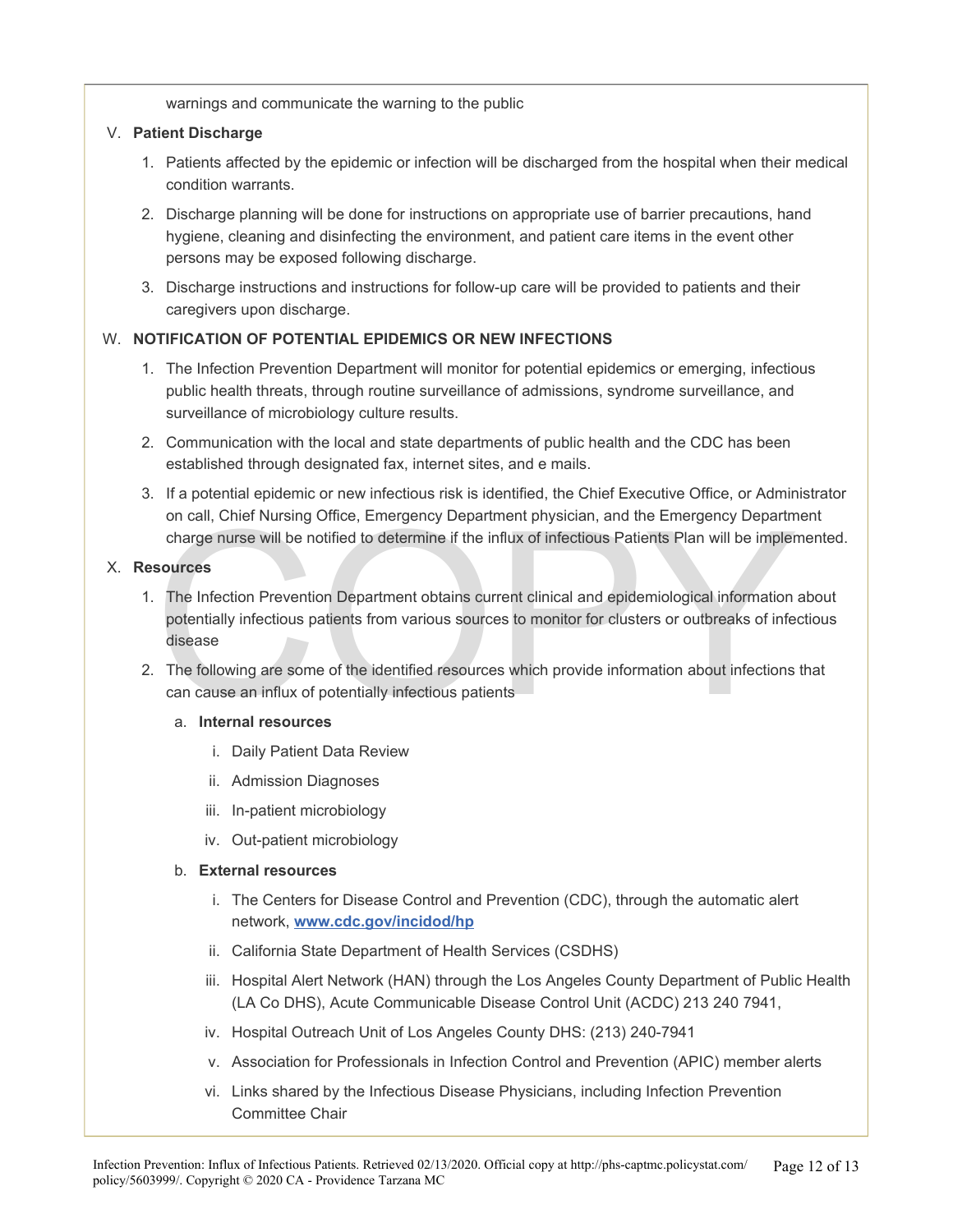warnings and communicate the warning to the public

V. **Patient Discharge**

1. Patients affected by the epidemic or infection will be discharged from the hospital when their medical condition warrants.
2. Discharge planning will be done for instructions on appropriate use of barrier precautions, hand hygiene, cleaning and disinfecting the environment, and patient care items in the event other persons may be exposed following discharge.
3. Discharge instructions and instructions for follow-up care will be provided to patients and their caregivers upon discharge.

W. **NOTIFICATION OF POTENTIAL EPIDEMICS OR NEW INFECTIONS**

1. The Infection Prevention Department will monitor for potential epidemics or emerging, infectious public health threats, through routine surveillance of admissions, syndrome surveillance, and surveillance of microbiology culture results.
2. Communication with the local and state departments of public health and the CDC has been established through designated fax, internet sites, and e mails.
3. If a potential epidemic or new infectious risk is identified, the Chief Executive Office, or Administrator on call, Chief Nursing Office, Emergency Department physician, and the Emergency Department charge nurse will be notified to determine if the influx of infectious Patients Plan will be implemented.

X. **Resources**

1. The Infection Prevention Department obtains current clinical and epidemiological information about potentially infectious patients from various sources to monitor for clusters or outbreaks of infectious disease
2. The following are some of the identified resources which provide information about infections that can cause an influx of potentially infectious patients
   a. **Internal resources**
      i. Daily Patient Data Review
      ii. Admission Diagnoses
      iii. In-patient microbiology
      iv. Out-patient microbiology
   b. **External resources**
      i. The Centers for Disease Control and Prevention (CDC), through the automatic alert network, **www.cdc.gov/incidod/hp**
      ii. California State Department of Health Services (CSDHS)
      iii. Hospital Alert Network (HAN) through the Los Angeles County Department of Public Health (LA Co DHS), Acute Communicable Disease Control Unit (ACDC) 213 240 7941,
      iv. Hospital Outreach Unit of Los Angeles County DHS: (213) 240-7941
      v. Association for Professionals in Infection Control and Prevention (APIC) member alerts
      vi. Links shared by the Infectious Disease Physicians, including Infection Prevention Committee Chair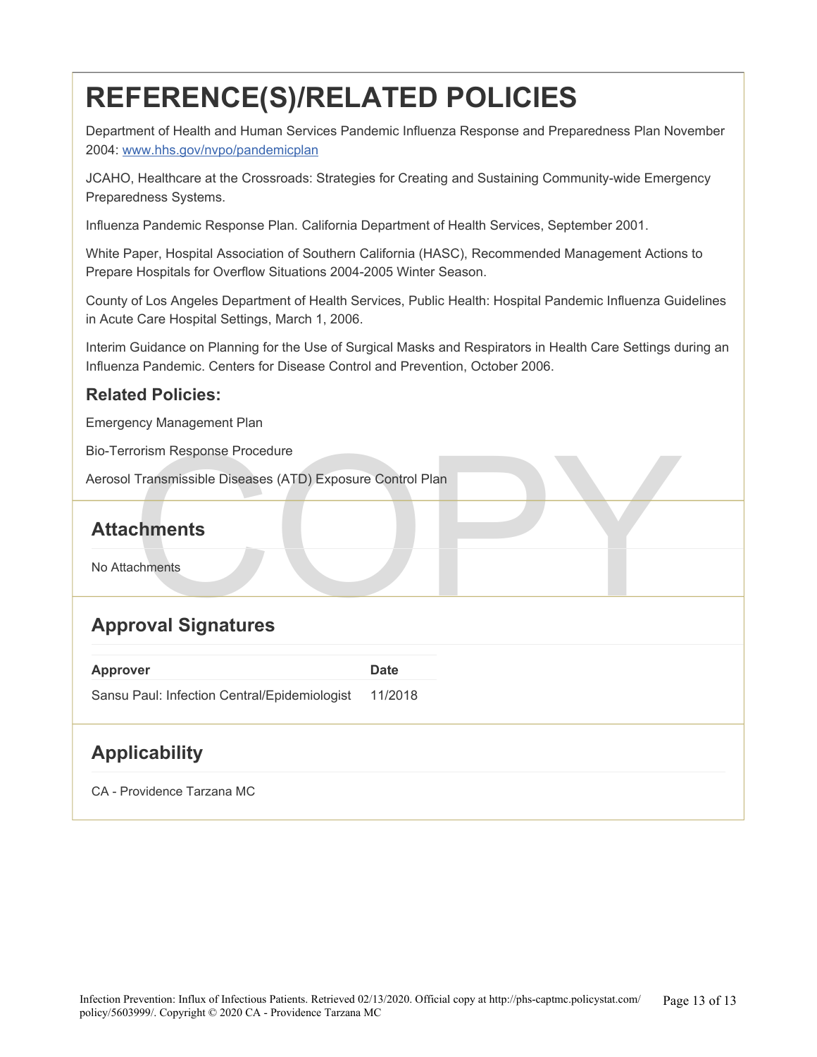# REFERENCE(S)/RELATED POLICIES

Department of Health and Human Services Pandemic Influenza Response and Preparedness Plan November 2004: www.hhs.gov/nvpo/pandemicplan

JCAHO, Healthcare at the Crossroads: Strategies for Creating and Sustaining Community-wide Emergency Preparedness Systems.

Influenza Pandemic Response Plan. California Department of Health Services, September 2001.

White Paper, Hospital Association of Southern California (HASC), Recommended Management Actions to Prepare Hospitals for Overflow Situations 2004-2005 Winter Season.

County of Los Angeles Department of Health Services, Public Health: Hospital Pandemic Influenza Guidelines in Acute Care Hospital Settings, March 1, 2006.

Interim Guidance on Planning for the Use of Surgical Masks and Respirators in Health Care Settings during an Influenza Pandemic. Centers for Disease Control and Prevention, October 2006.

### Related Policies:

Emergency Management Plan

Bio-Terrorism Response Procedure

Aerosol Transmissible Diseases (ATD) Exposure Control Plan

## Attachments

No Attachments

## Approval Signatures

| Approver | Date |
|---|---|
| Sansu Paul: Infection Central/Epidemiologist | 11/2018 |

## Applicability

CA - Providence Tarzana MC